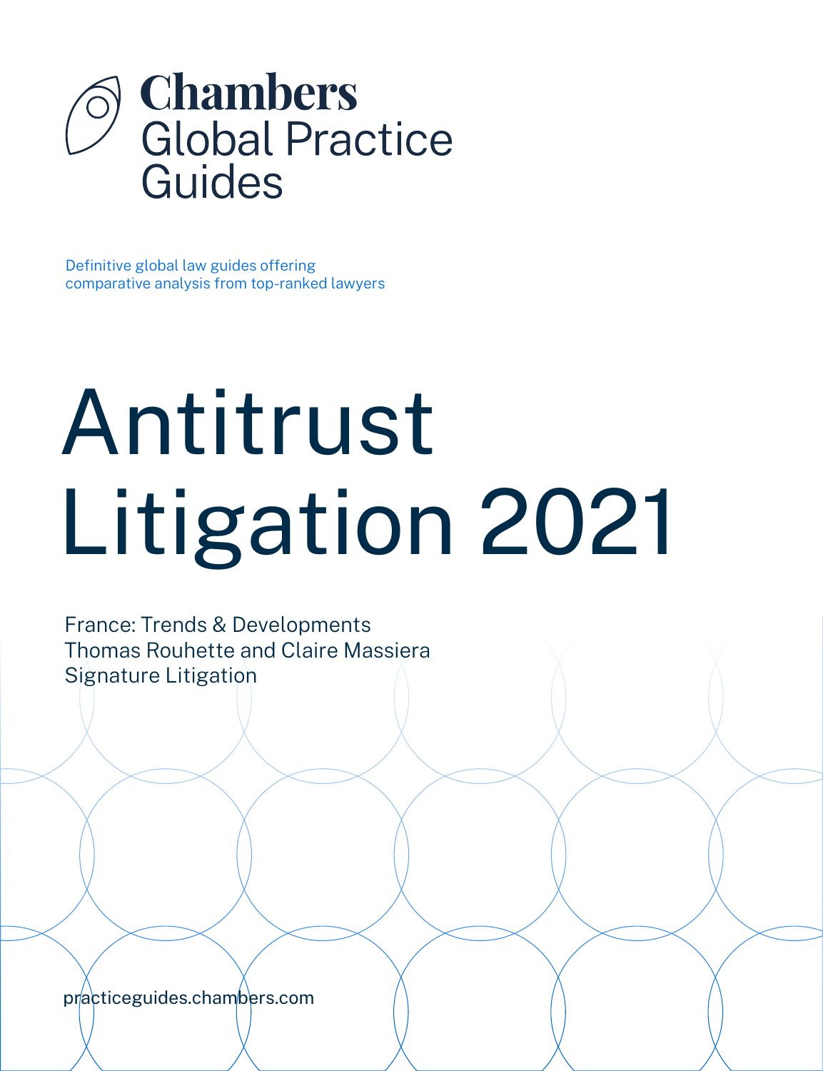# Chambers Global Practice Guides

Definitive global law guides offering comparative analysis from top-ranked lawyers

# Antitrust Litigation 2021

France: Trends & Developments
Thomas Rouhette and Claire Massiera
Signature Litigation

practiceguides.chambers.com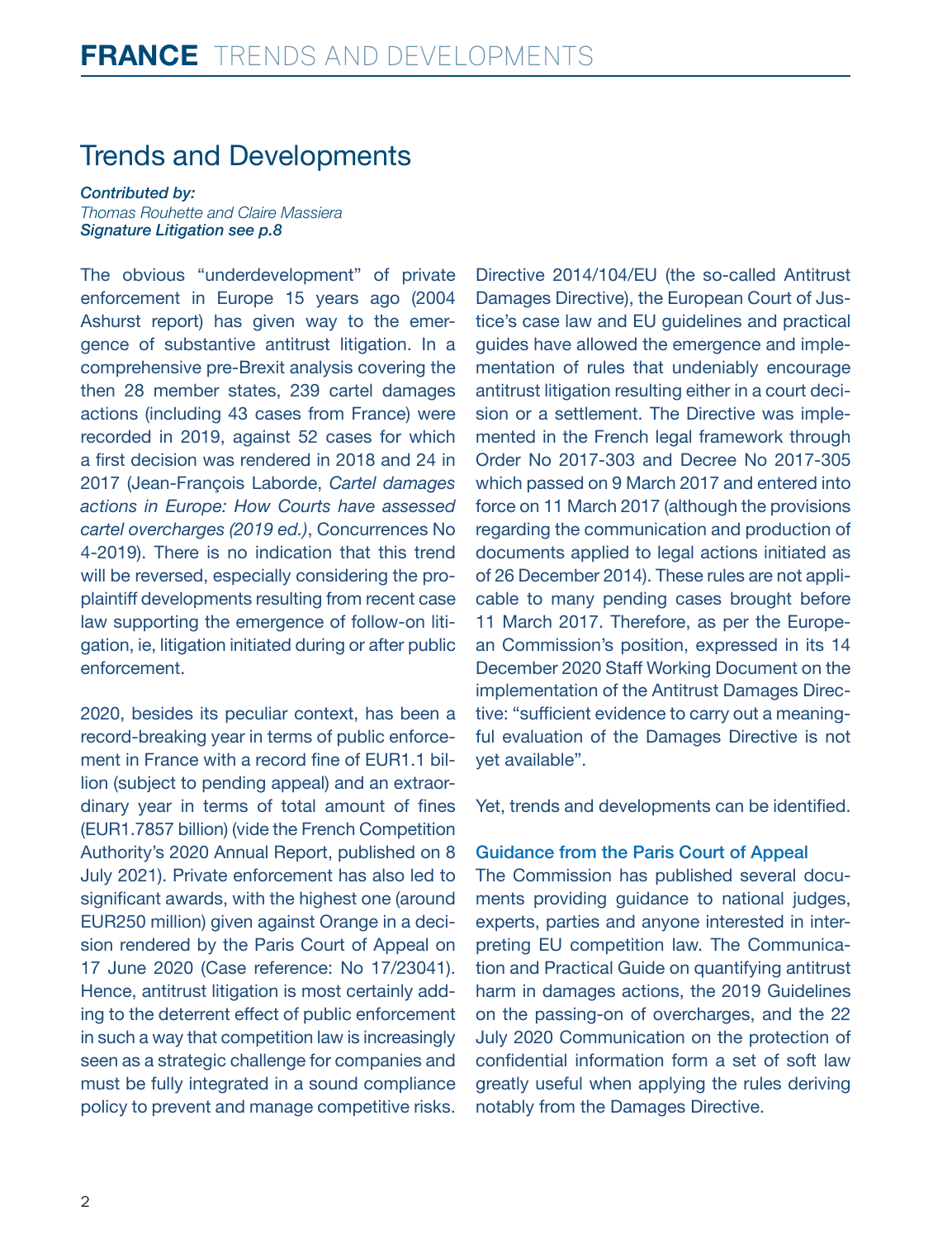# Trends and Developments

***Contributed by:***
*Thomas Rouhette and Claire Massiera*
***Signature Litigation see p.8***

The obvious "underdevelopment" of private enforcement in Europe 15 years ago (2004 Ashurst report) has given way to the emergence of substantive antitrust litigation. In a comprehensive pre-Brexit analysis covering the then 28 member states, 239 cartel damages actions (including 43 cases from France) were recorded in 2019, against 52 cases for which a first decision was rendered in 2018 and 24 in 2017 (Jean-François Laborde, *Cartel damages actions in Europe: How Courts have assessed cartel overcharges (2019 ed.)*, Concurrences No 4-2019). There is no indication that this trend will be reversed, especially considering the pro-plaintiff developments resulting from recent case law supporting the emergence of follow-on litigation, ie, litigation initiated during or after public enforcement.

2020, besides its peculiar context, has been a record-breaking year in terms of public enforcement in France with a record fine of EUR1.1 billion (subject to pending appeal) and an extraordinary year in terms of total amount of fines (EUR1.7857 billion) (vide the French Competition Authority's 2020 Annual Report, published on 8 July 2021). Private enforcement has also led to significant awards, with the highest one (around EUR250 million) given against Orange in a decision rendered by the Paris Court of Appeal on 17 June 2020 (Case reference: No 17/23041). Hence, antitrust litigation is most certainly adding to the deterrent effect of public enforcement in such a way that competition law is increasingly seen as a strategic challenge for companies and must be fully integrated in a sound compliance policy to prevent and manage competitive risks.

Directive 2014/104/EU (the so-called Antitrust Damages Directive), the European Court of Justice's case law and EU guidelines and practical guides have allowed the emergence and implementation of rules that undeniably encourage antitrust litigation resulting either in a court decision or a settlement. The Directive was implemented in the French legal framework through Order No 2017-303 and Decree No 2017-305 which passed on 9 March 2017 and entered into force on 11 March 2017 (although the provisions regarding the communication and production of documents applied to legal actions initiated as of 26 December 2014). These rules are not applicable to many pending cases brought before 11 March 2017. Therefore, as per the European Commission's position, expressed in its 14 December 2020 Staff Working Document on the implementation of the Antitrust Damages Directive: "sufficient evidence to carry out a meaningful evaluation of the Damages Directive is not yet available".

Yet, trends and developments can be identified.

## Guidance from the Paris Court of Appeal

The Commission has published several documents providing guidance to national judges, experts, parties and anyone interested in interpreting EU competition law. The Communication and Practical Guide on quantifying antitrust harm in damages actions, the 2019 Guidelines on the passing-on of overcharges, and the 22 July 2020 Communication on the protection of confidential information form a set of soft law greatly useful when applying the rules deriving notably from the Damages Directive.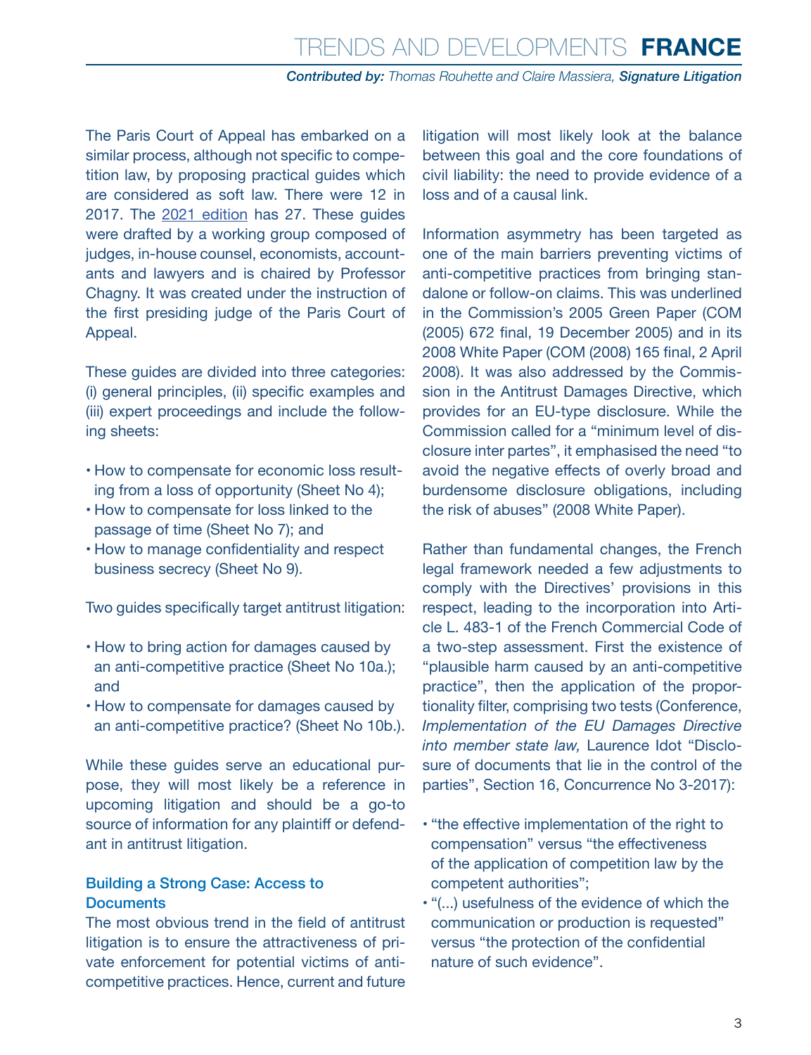The Paris Court of Appeal has embarked on a similar process, although not specific to competition law, by proposing practical guides which are considered as soft law. There were 12 in 2017. The 2021 edition has 27. These guides were drafted by a working group composed of judges, in-house counsel, economists, accountants and lawyers and is chaired by Professor Chagny. It was created under the instruction of the first presiding judge of the Paris Court of Appeal.

These guides are divided into three categories: (i) general principles, (ii) specific examples and (iii) expert proceedings and include the following sheets:

- How to compensate for economic loss resulting from a loss of opportunity (Sheet No 4);
- How to compensate for loss linked to the passage of time (Sheet No 7); and
- How to manage confidentiality and respect business secrecy (Sheet No 9).

Two guides specifically target antitrust litigation:

- How to bring action for damages caused by an anti-competitive practice (Sheet No 10a.); and
- How to compensate for damages caused by an anti-competitive practice? (Sheet No 10b.).

While these guides serve an educational purpose, they will most likely be a reference in upcoming litigation and should be a go-to source of information for any plaintiff or defendant in antitrust litigation.

### Building a Strong Case: Access to Documents

The most obvious trend in the field of antitrust litigation is to ensure the attractiveness of private enforcement for potential victims of anti-competitive practices. Hence, current and future litigation will most likely look at the balance between this goal and the core foundations of civil liability: the need to provide evidence of a loss and of a causal link.

Information asymmetry has been targeted as one of the main barriers preventing victims of anti-competitive practices from bringing standalone or follow-on claims. This was underlined in the Commission's 2005 Green Paper (COM (2005) 672 final, 19 December 2005) and in its 2008 White Paper (COM (2008) 165 final, 2 April 2008). It was also addressed by the Commission in the Antitrust Damages Directive, which provides for an EU-type disclosure. While the Commission called for a "minimum level of disclosure inter partes", it emphasised the need "to avoid the negative effects of overly broad and burdensome disclosure obligations, including the risk of abuses" (2008 White Paper).

Rather than fundamental changes, the French legal framework needed a few adjustments to comply with the Directives' provisions in this respect, leading to the incorporation into Article L. 483-1 of the French Commercial Code of a two-step assessment. First the existence of "plausible harm caused by an anti-competitive practice", then the application of the proportionality filter, comprising two tests (Conference, *Implementation of the EU Damages Directive into member state law,* Laurence Idot "Disclosure of documents that lie in the control of the parties", Section 16, Concurrence No 3-2017):

- "the effective implementation of the right to compensation" versus "the effectiveness of the application of competition law by the competent authorities";
- "(...) usefulness of the evidence of which the communication or production is requested" versus "the protection of the confidential nature of such evidence".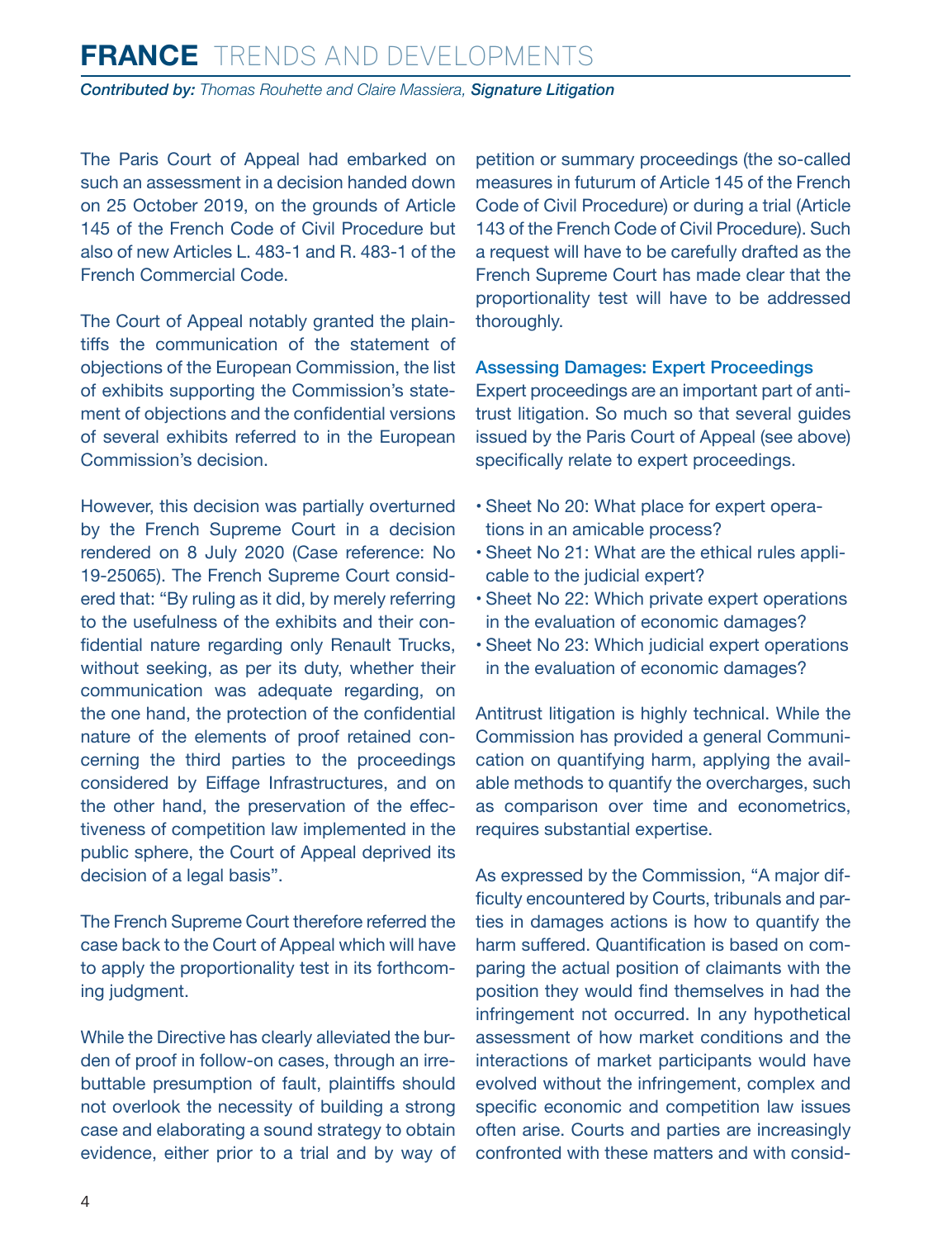The Paris Court of Appeal had embarked on such an assessment in a decision handed down on 25 October 2019, on the grounds of Article 145 of the French Code of Civil Procedure but also of new Articles L. 483-1 and R. 483-1 of the French Commercial Code.

The Court of Appeal notably granted the plaintiffs the communication of the statement of objections of the European Commission, the list of exhibits supporting the Commission's statement of objections and the confidential versions of several exhibits referred to in the European Commission's decision.

However, this decision was partially overturned by the French Supreme Court in a decision rendered on 8 July 2020 (Case reference: No 19-25065). The French Supreme Court considered that: "By ruling as it did, by merely referring to the usefulness of the exhibits and their confidential nature regarding only Renault Trucks, without seeking, as per its duty, whether their communication was adequate regarding, on the one hand, the protection of the confidential nature of the elements of proof retained concerning the third parties to the proceedings considered by Eiffage Infrastructures, and on the other hand, the preservation of the effectiveness of competition law implemented in the public sphere, the Court of Appeal deprived its decision of a legal basis".

The French Supreme Court therefore referred the case back to the Court of Appeal which will have to apply the proportionality test in its forthcoming judgment.

While the Directive has clearly alleviated the burden of proof in follow-on cases, through an irrebuttable presumption of fault, plaintiffs should not overlook the necessity of building a strong case and elaborating a sound strategy to obtain evidence, either prior to a trial and by way of petition or summary proceedings (the so-called measures in futurum of Article 145 of the French Code of Civil Procedure) or during a trial (Article 143 of the French Code of Civil Procedure). Such a request will have to be carefully drafted as the French Supreme Court has made clear that the proportionality test will have to be addressed thoroughly.

### Assessing Damages: Expert Proceedings

Expert proceedings are an important part of antitrust litigation. So much so that several guides issued by the Paris Court of Appeal (see above) specifically relate to expert proceedings.

- Sheet No 20: What place for expert operations in an amicable process?
- Sheet No 21: What are the ethical rules applicable to the judicial expert?
- Sheet No 22: Which private expert operations in the evaluation of economic damages?
- Sheet No 23: Which judicial expert operations in the evaluation of economic damages?

Antitrust litigation is highly technical. While the Commission has provided a general Communication on quantifying harm, applying the available methods to quantify the overcharges, such as comparison over time and econometrics, requires substantial expertise.

As expressed by the Commission, "A major difficulty encountered by Courts, tribunals and parties in damages actions is how to quantify the harm suffered. Quantification is based on comparing the actual position of claimants with the position they would find themselves in had the infringement not occurred. In any hypothetical assessment of how market conditions and the interactions of market participants would have evolved without the infringement, complex and specific economic and competition law issues often arise. Courts and parties are increasingly confronted with these matters and with consid-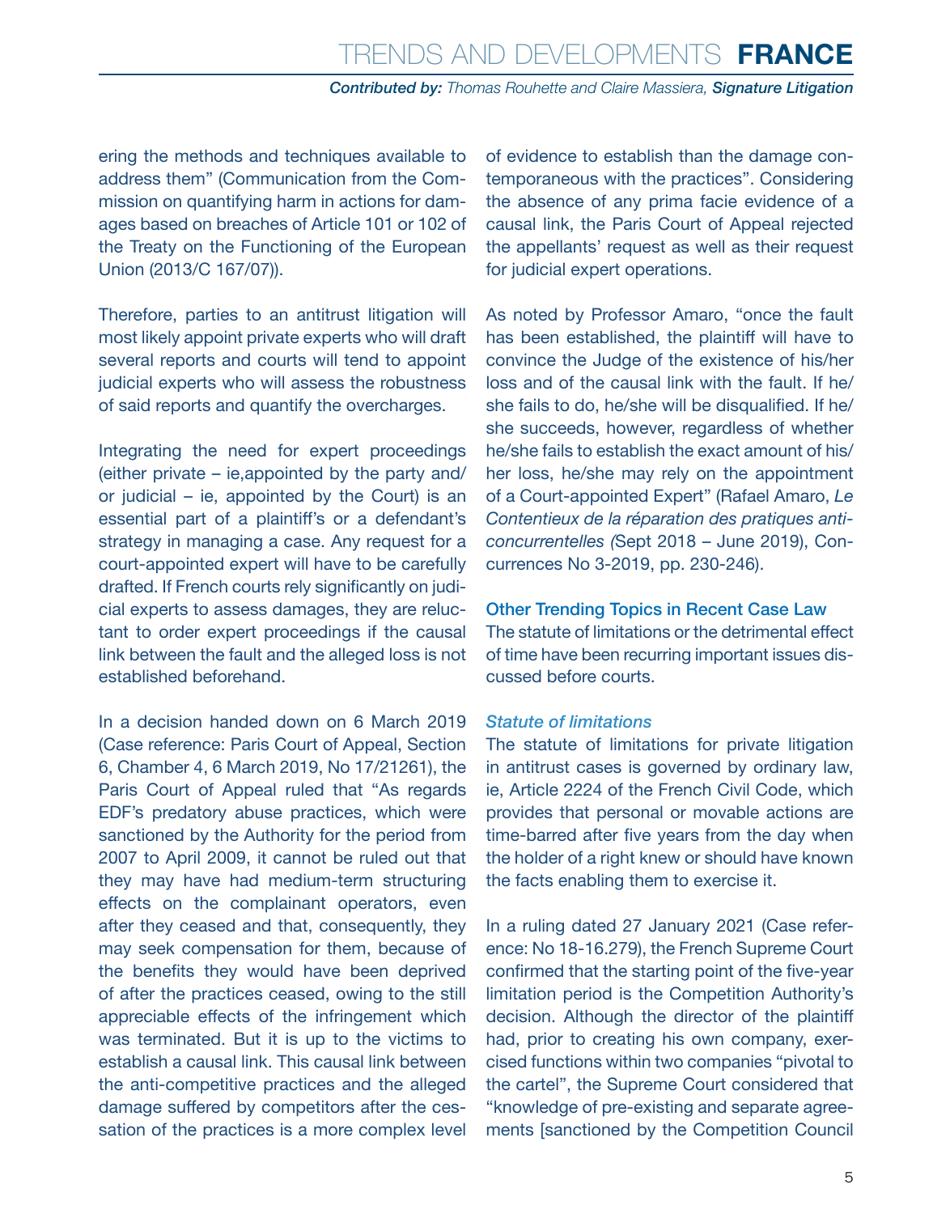ering the methods and techniques available to address them" (Communication from the Commission on quantifying harm in actions for damages based on breaches of Article 101 or 102 of the Treaty on the Functioning of the European Union (2013/C 167/07)).

Therefore, parties to an antitrust litigation will most likely appoint private experts who will draft several reports and courts will tend to appoint judicial experts who will assess the robustness of said reports and quantify the overcharges.

Integrating the need for expert proceedings (either private – ie,appointed by the party and/or judicial – ie, appointed by the Court) is an essential part of a plaintiff's or a defendant's strategy in managing a case. Any request for a court-appointed expert will have to be carefully drafted. If French courts rely significantly on judicial experts to assess damages, they are reluctant to order expert proceedings if the causal link between the fault and the alleged loss is not established beforehand.

In a decision handed down on 6 March 2019 (Case reference: Paris Court of Appeal, Section 6, Chamber 4, 6 March 2019, No 17/21261), the Paris Court of Appeal ruled that "As regards EDF's predatory abuse practices, which were sanctioned by the Authority for the period from 2007 to April 2009, it cannot be ruled out that they may have had medium-term structuring effects on the complainant operators, even after they ceased and that, consequently, they may seek compensation for them, because of the benefits they would have been deprived of after the practices ceased, owing to the still appreciable effects of the infringement which was terminated. But it is up to the victims to establish a causal link. This causal link between the anti-competitive practices and the alleged damage suffered by competitors after the cessation of the practices is a more complex level of evidence to establish than the damage contemporaneous with the practices". Considering the absence of any prima facie evidence of a causal link, the Paris Court of Appeal rejected the appellants' request as well as their request for judicial expert operations.

As noted by Professor Amaro, "once the fault has been established, the plaintiff will have to convince the Judge of the existence of his/her loss and of the causal link with the fault. If he/she fails to do, he/she will be disqualified. If he/she succeeds, however, regardless of whether he/she fails to establish the exact amount of his/her loss, he/she may rely on the appointment of a Court-appointed Expert" (Rafael Amaro, *Le Contentieux de la réparation des pratiques anticoncurrentelles (*Sept 2018 – June 2019), Concurrences No 3-2019, pp. 230-246).

## Other Trending Topics in Recent Case Law

The statute of limitations or the detrimental effect of time have been recurring important issues discussed before courts.

### *Statute of limitations*

The statute of limitations for private litigation in antitrust cases is governed by ordinary law, ie, Article 2224 of the French Civil Code, which provides that personal or movable actions are time-barred after five years from the day when the holder of a right knew or should have known the facts enabling them to exercise it.

In a ruling dated 27 January 2021 (Case reference: No 18-16.279), the French Supreme Court confirmed that the starting point of the five-year limitation period is the Competition Authority's decision. Although the director of the plaintiff had, prior to creating his own company, exercised functions within two companies "pivotal to the cartel", the Supreme Court considered that "knowledge of pre-existing and separate agreements [sanctioned by the Competition Council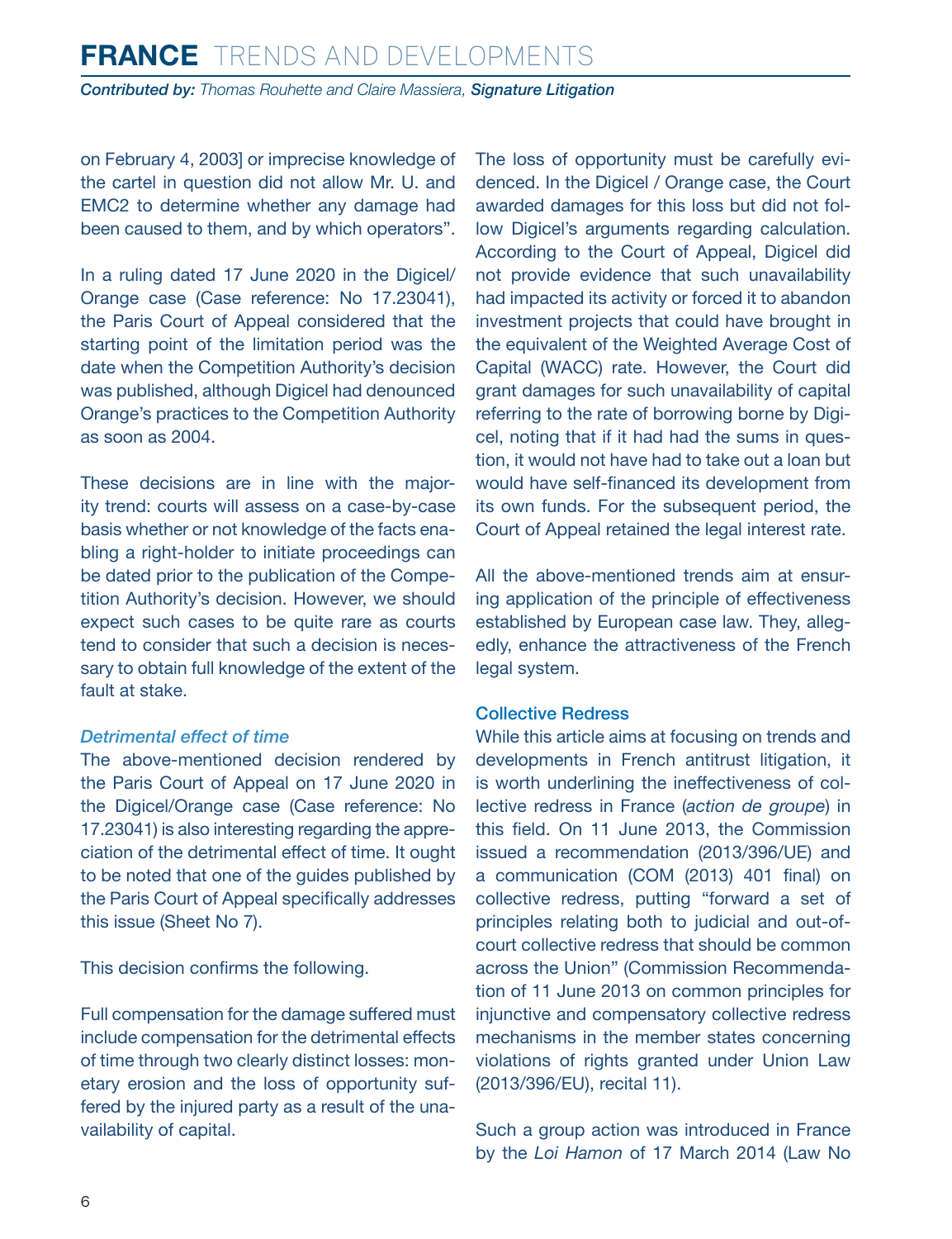on February 4, 2003] or imprecise knowledge of the cartel in question did not allow Mr. U. and EMC2 to determine whether any damage had been caused to them, and by which operators".

In a ruling dated 17 June 2020 in the Digicel/Orange case (Case reference: No 17.23041), the Paris Court of Appeal considered that the starting point of the limitation period was the date when the Competition Authority's decision was published, although Digicel had denounced Orange's practices to the Competition Authority as soon as 2004.

These decisions are in line with the majority trend: courts will assess on a case-by-case basis whether or not knowledge of the facts enabling a right-holder to initiate proceedings can be dated prior to the publication of the Competition Authority's decision. However, we should expect such cases to be quite rare as courts tend to consider that such a decision is necessary to obtain full knowledge of the extent of the fault at stake.

#### *Detrimental effect of time*

The above-mentioned decision rendered by the Paris Court of Appeal on 17 June 2020 in the Digicel/Orange case (Case reference: No 17.23041) is also interesting regarding the appreciation of the detrimental effect of time. It ought to be noted that one of the guides published by the Paris Court of Appeal specifically addresses this issue (Sheet No 7).

This decision confirms the following.

Full compensation for the damage suffered must include compensation for the detrimental effects of time through two clearly distinct losses: monetary erosion and the loss of opportunity suffered by the injured party as a result of the unavailability of capital.

The loss of opportunity must be carefully evidenced. In the Digicel / Orange case, the Court awarded damages for this loss but did not follow Digicel's arguments regarding calculation. According to the Court of Appeal, Digicel did not provide evidence that such unavailability had impacted its activity or forced it to abandon investment projects that could have brought in the equivalent of the Weighted Average Cost of Capital (WACC) rate. However, the Court did grant damages for such unavailability of capital referring to the rate of borrowing borne by Digicel, noting that if it had had the sums in question, it would not have had to take out a loan but would have self-financed its development from its own funds. For the subsequent period, the Court of Appeal retained the legal interest rate.

All the above-mentioned trends aim at ensuring application of the principle of effectiveness established by European case law. They, allegedly, enhance the attractiveness of the French legal system.

### Collective Redress

While this article aims at focusing on trends and developments in French antitrust litigation, it is worth underlining the ineffectiveness of collective redress in France (*action de groupe*) in this field. On 11 June 2013, the Commission issued a recommendation (2013/396/UE) and a communication (COM (2013) 401 final) on collective redress, putting "forward a set of principles relating both to judicial and out-of-court collective redress that should be common across the Union" (Commission Recommendation of 11 June 2013 on common principles for injunctive and compensatory collective redress mechanisms in the member states concerning violations of rights granted under Union Law (2013/396/EU), recital 11).

Such a group action was introduced in France by the *Loi Hamon* of 17 March 2014 (Law No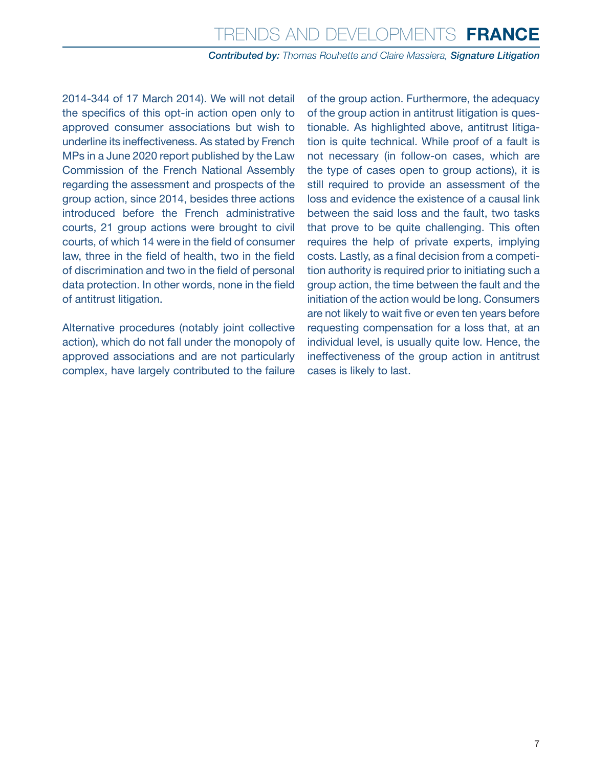2014-344 of 17 March 2014). We will not detail the specifics of this opt-in action open only to approved consumer associations but wish to underline its ineffectiveness. As stated by French MPs in a June 2020 report published by the Law Commission of the French National Assembly regarding the assessment and prospects of the group action, since 2014, besides three actions introduced before the French administrative courts, 21 group actions were brought to civil courts, of which 14 were in the field of consumer law, three in the field of health, two in the field of discrimination and two in the field of personal data protection. In other words, none in the field of antitrust litigation.

Alternative procedures (notably joint collective action), which do not fall under the monopoly of approved associations and are not particularly complex, have largely contributed to the failure of the group action. Furthermore, the adequacy of the group action in antitrust litigation is questionable. As highlighted above, antitrust litigation is quite technical. While proof of a fault is not necessary (in follow-on cases, which are the type of cases open to group actions), it is still required to provide an assessment of the loss and evidence the existence of a causal link between the said loss and the fault, two tasks that prove to be quite challenging. This often requires the help of private experts, implying costs. Lastly, as a final decision from a competition authority is required prior to initiating such a group action, the time between the fault and the initiation of the action would be long. Consumers are not likely to wait five or even ten years before requesting compensation for a loss that, at an individual level, is usually quite low. Hence, the ineffectiveness of the group action in antitrust cases is likely to last.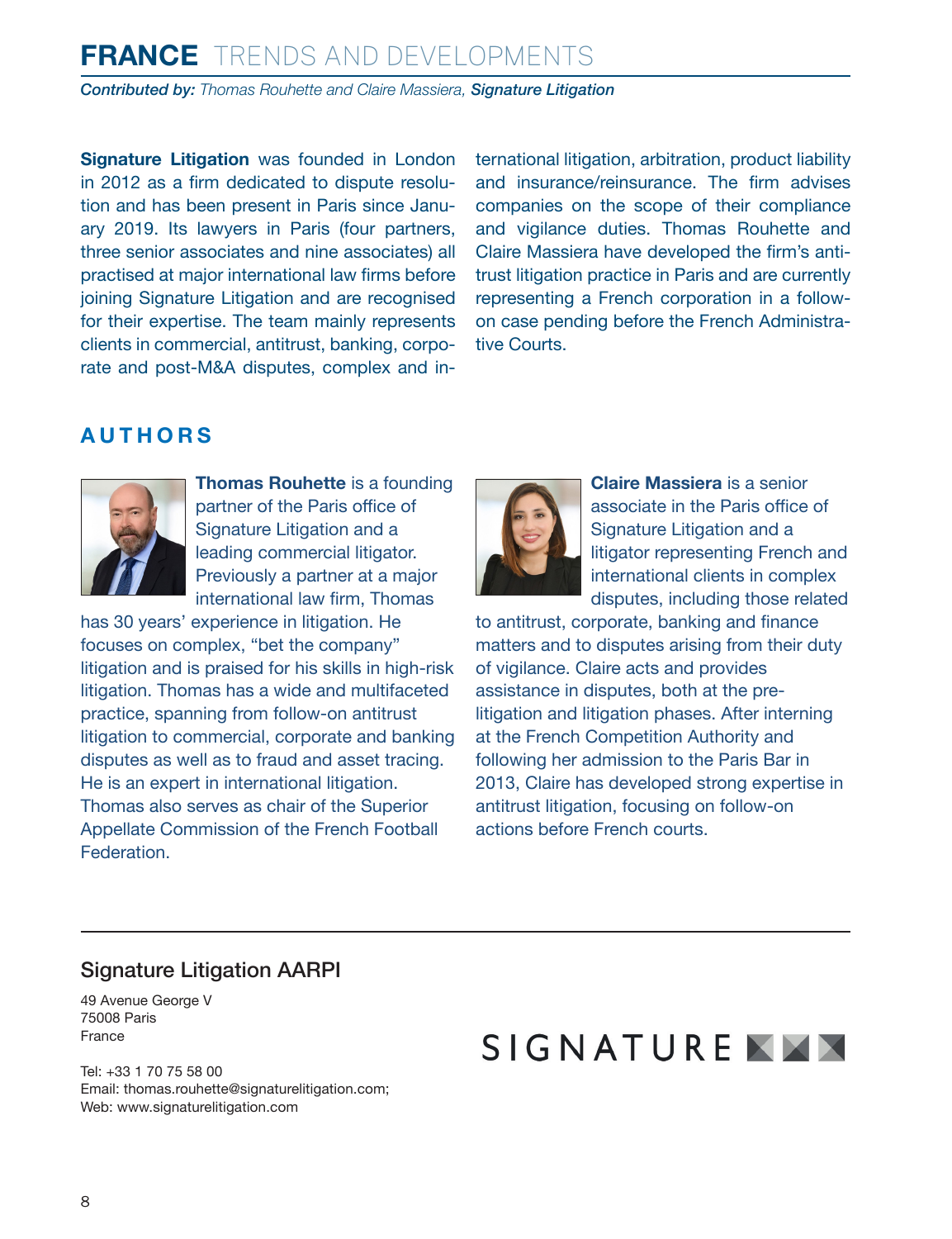**Signature Litigation** was founded in London in 2012 as a firm dedicated to dispute resolution and has been present in Paris since January 2019. Its lawyers in Paris (four partners, three senior associates and nine associates) all practised at major international law firms before joining Signature Litigation and are recognised for their expertise. The team mainly represents clients in commercial, antitrust, banking, corporate and post-M&A disputes, complex and international litigation, arbitration, product liability and insurance/reinsurance. The firm advises companies on the scope of their compliance and vigilance duties. Thomas Rouhette and Claire Massiera have developed the firm's antitrust litigation practice in Paris and are currently representing a French corporation in a follow-on case pending before the French Administrative Courts.

## AUTHORS

**Thomas Rouhette** is a founding partner of the Paris office of Signature Litigation and a leading commercial litigator. Previously a partner at a major international law firm, Thomas has 30 years' experience in litigation. He focuses on complex, "bet the company" litigation and is praised for his skills in high-risk litigation. Thomas has a wide and multifaceted practice, spanning from follow-on antitrust litigation to commercial, corporate and banking disputes as well as to fraud and asset tracing. He is an expert in international litigation. Thomas also serves as chair of the Superior Appellate Commission of the French Football Federation.

**Claire Massiera** is a senior associate in the Paris office of Signature Litigation and a litigator representing French and international clients in complex disputes, including those related to antitrust, corporate, banking and finance matters and to disputes arising from their duty of vigilance. Claire acts and provides assistance in disputes, both at the pre-litigation and litigation phases. After interning at the French Competition Authority and following her admission to the Paris Bar in 2013, Claire has developed strong expertise in antitrust litigation, focusing on follow-on actions before French courts.

### Signature Litigation AARPI

49 Avenue George V
75008 Paris
France

Tel: +33 1 70 75 58 00
Email: thomas.rouhette@signaturelitigation.com;
Web: www.signaturelitigation.com

SIGNATURE